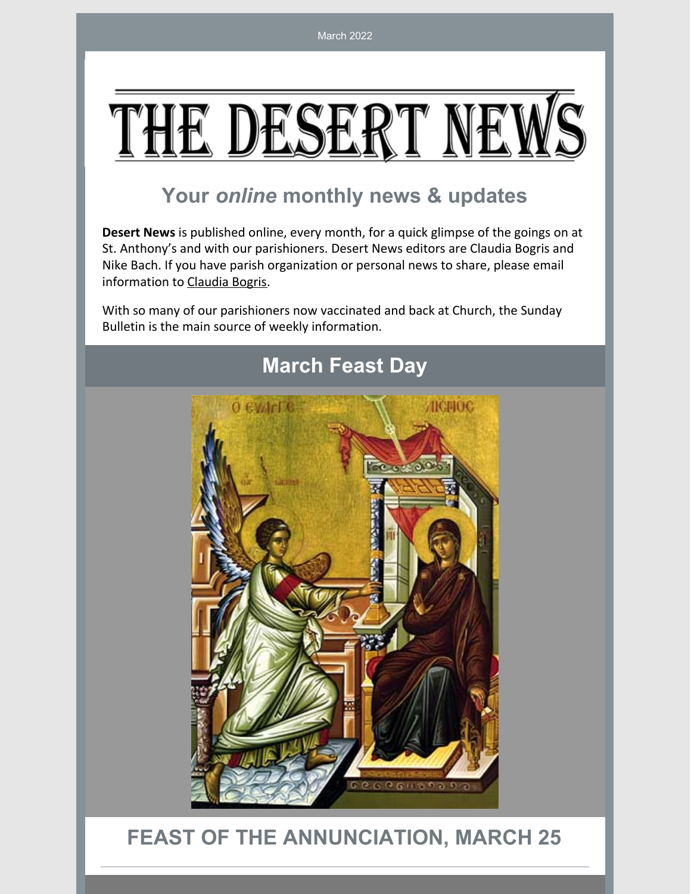March 2022

# THE DESERT NEWS

## Your *online* monthly news & updates

**Desert News** is published online, every month, for a quick glimpse of the goings on at St. Anthony's and with our parishioners. Desert News editors are Claudia Bogris and Nike Bach. If you have parish organization or personal news to share, please email information to Claudia Bogris.

With so many of our parishioners now vaccinated and back at Church, the Sunday Bulletin is the main source of weekly information.

## March Feast Day

## FEAST OF THE ANNUNCIATION, MARCH 25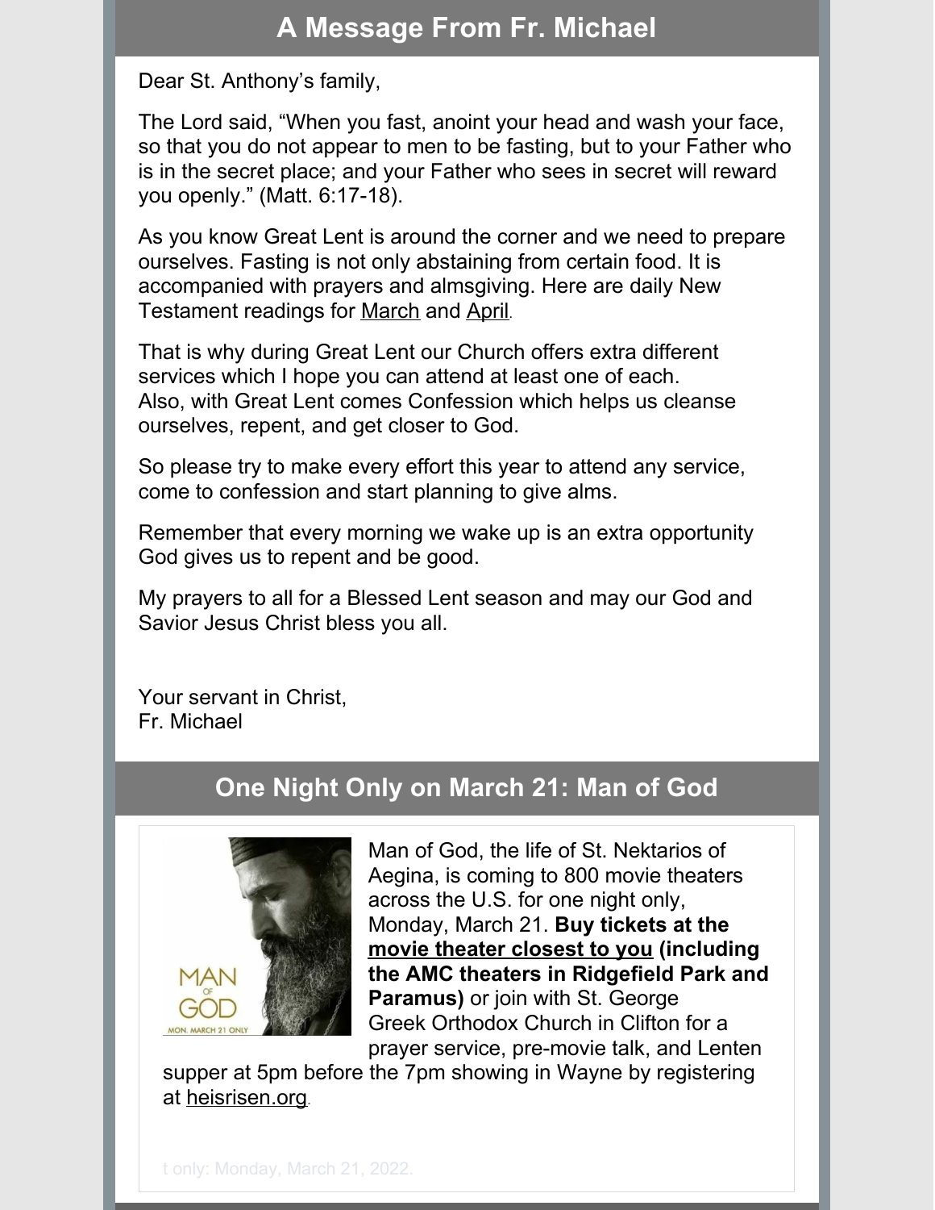## A Message From Fr. Michael

Dear St. Anthony's family,

The Lord said, "When you fast, anoint your head and wash your face, so that you do not appear to men to be fasting, but to your Father who is in the secret place; and your Father who sees in secret will reward you openly." (Matt. 6:17-18).

As you know Great Lent is around the corner and we need to prepare ourselves. Fasting is not only abstaining from certain food. It is accompanied with prayers and almsgiving. Here are daily New Testament readings for March and April.

That is why during Great Lent our Church offers extra different services which I hope you can attend at least one of each. Also, with Great Lent comes Confession which helps us cleanse ourselves, repent, and get closer to God.

So please try to make every effort this year to attend any service, come to confession and start planning to give alms.

Remember that every morning we wake up is an extra opportunity God gives us to repent and be good.

My prayers to all for a Blessed Lent season and may our God and Savior Jesus Christ bless you all.

Your servant in Christ,
Fr. Michael

## One Night Only on March 21: Man of God

Man of God, the life of St. Nektarios of Aegina, is coming to 800 movie theaters across the U.S. for one night only, Monday, March 21. **Buy tickets at the movie theater closest to you (including the AMC theaters in Ridgefield Park and Paramus)** or join with St. George Greek Orthodox Church in Clifton for a prayer service, pre-movie talk, and Lenten supper at 5pm before the 7pm showing in Wayne by registering at heisrisen.org.

t only: Monday, March 21, 2022.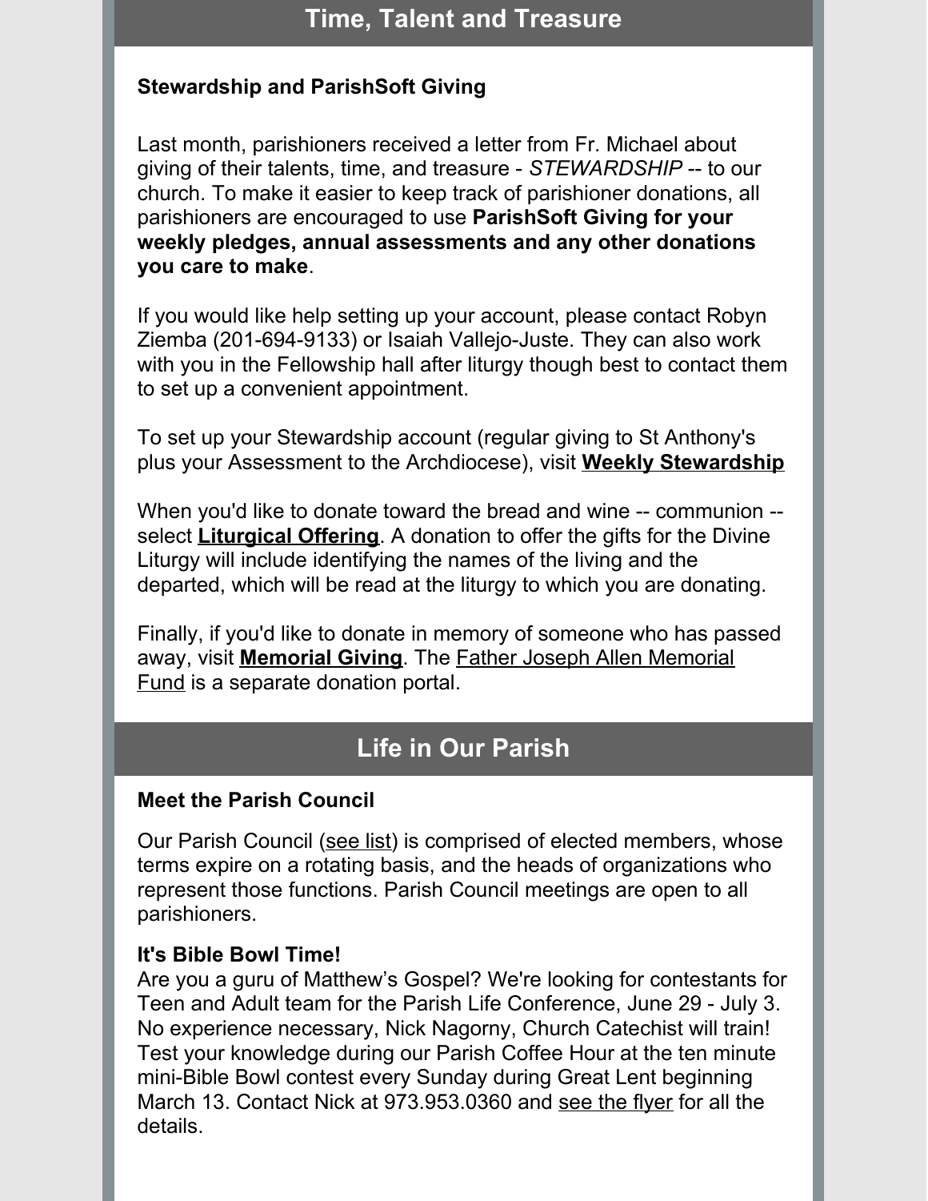## Time, Talent and Treasure

**Stewardship and ParishSoft Giving**

Last month, parishioners received a letter from Fr. Michael about giving of their talents, time, and treasure - *STEWARDSHIP* -- to our church. To make it easier to keep track of parishioner donations, all parishioners are encouraged to use **ParishSoft Giving for your weekly pledges, annual assessments and any other donations you care to make**.

If you would like help setting up your account, please contact Robyn Ziemba (201-694-9133) or Isaiah Vallejo-Juste. They can also work with you in the Fellowship hall after liturgy though best to contact them to set up a convenient appointment.

To set up your Stewardship account (regular giving to St Anthony's plus your Assessment to the Archdiocese), visit **Weekly Stewardship**

When you'd like to donate toward the bread and wine -- communion -- select **Liturgical Offering**. A donation to offer the gifts for the Divine Liturgy will include identifying the names of the living and the departed, which will be read at the liturgy to which you are donating.

Finally, if you'd like to donate in memory of someone who has passed away, visit **Memorial Giving**. The Father Joseph Allen Memorial Fund is a separate donation portal.

## Life in Our Parish

**Meet the Parish Council**

Our Parish Council (see list) is comprised of elected members, whose terms expire on a rotating basis, and the heads of organizations who represent those functions. Parish Council meetings are open to all parishioners.

**It's Bible Bowl Time!**
Are you a guru of Matthew's Gospel? We're looking for contestants for Teen and Adult team for the Parish Life Conference, June 29 - July 3. No experience necessary, Nick Nagorny, Church Catechist will train! Test your knowledge during our Parish Coffee Hour at the ten minute mini-Bible Bowl contest every Sunday during Great Lent beginning March 13. Contact Nick at 973.953.0360 and see the flyer for all the details.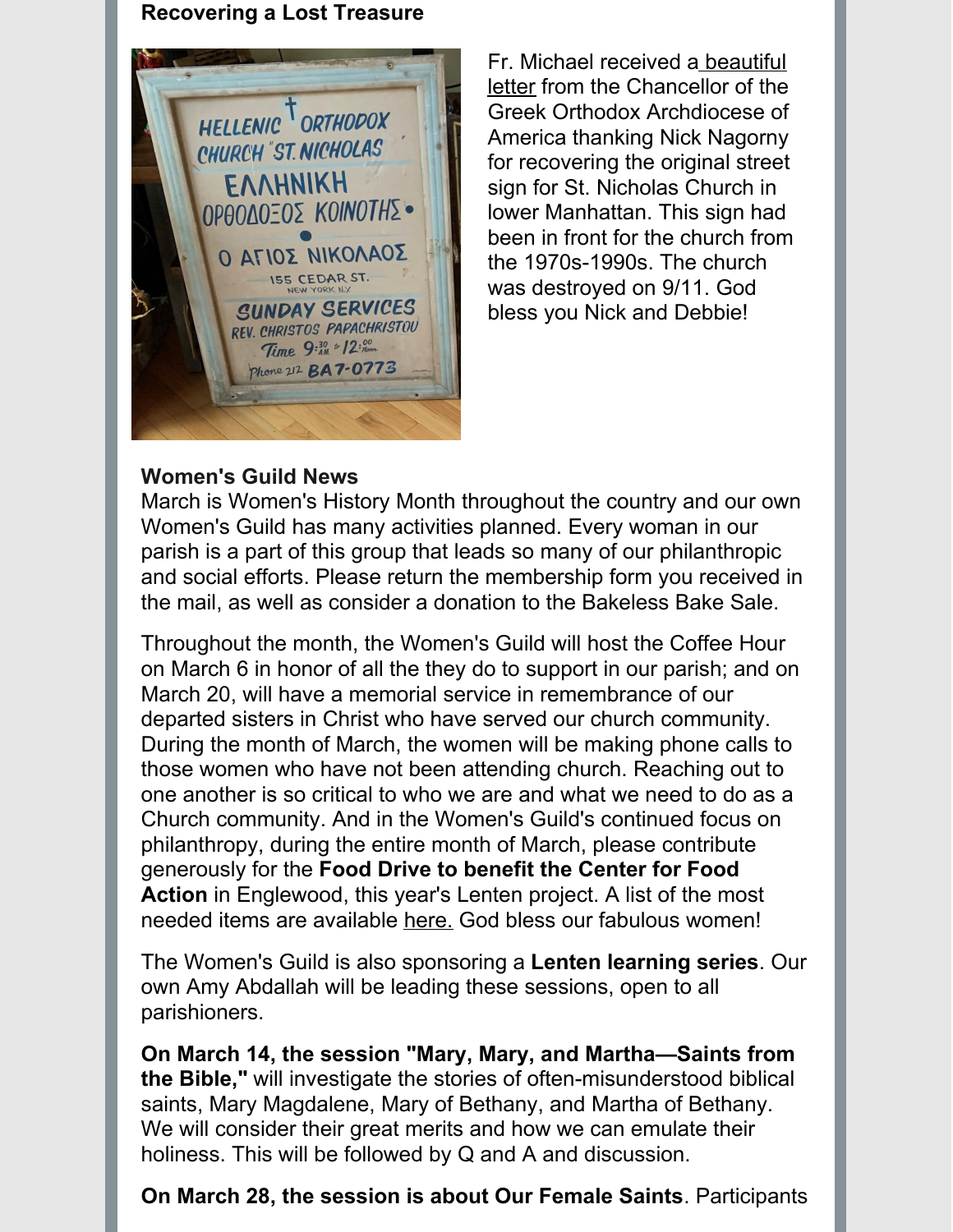**Recovering a Lost Treasure**

Fr. Michael received a beautiful letter from the Chancellor of the Greek Orthodox Archdiocese of America thanking Nick Nagorny for recovering the original street sign for St. Nicholas Church in lower Manhattan. This sign had been in front for the church from the 1970s-1990s. The church was destroyed on 9/11. God bless you Nick and Debbie!

**Women's Guild News**

March is Women's History Month throughout the country and our own Women's Guild has many activities planned. Every woman in our parish is a part of this group that leads so many of our philanthropic and social efforts. Please return the membership form you received in the mail, as well as consider a donation to the Bakeless Bake Sale.

Throughout the month, the Women's Guild will host the Coffee Hour on March 6 in honor of all the they do to support in our parish; and on March 20, will have a memorial service in remembrance of our departed sisters in Christ who have served our church community. During the month of March, the women will be making phone calls to those women who have not been attending church. Reaching out to one another is so critical to who we are and what we need to do as a Church community. And in the Women's Guild's continued focus on philanthropy, during the entire month of March, please contribute generously for the **Food Drive to benefit the Center for Food Action** in Englewood, this year's Lenten project. A list of the most needed items are available here. God bless our fabulous women!

The Women's Guild is also sponsoring a **Lenten learning series**. Our own Amy Abdallah will be leading these sessions, open to all parishioners.

**On March 14, the session "Mary, Mary, and Martha—Saints from the Bible,"** will investigate the stories of often-misunderstood biblical saints, Mary Magdalene, Mary of Bethany, and Martha of Bethany. We will consider their great merits and how we can emulate their holiness. This will be followed by Q and A and discussion.

**On March 28, the session is about Our Female Saints**. Participants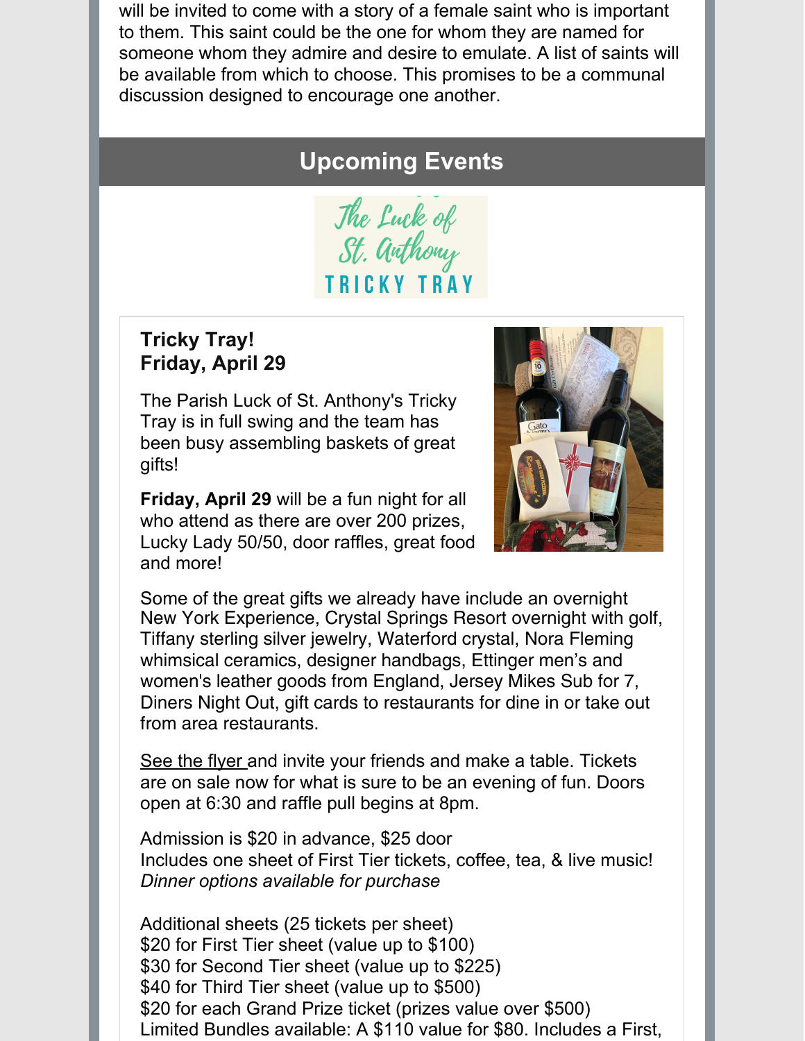will be invited to come with a story of a female saint who is important to them. This saint could be the one for whom they are named for someone whom they admire and desire to emulate. A list of saints will be available from which to choose. This promises to be a communal discussion designed to encourage one another.

## Upcoming Events

**Tricky Tray!**
**Friday, April 29**

The Parish Luck of St. Anthony's Tricky Tray is in full swing and the team has been busy assembling baskets of great gifts!

**Friday, April 29** will be a fun night for all who attend as there are over 200 prizes, Lucky Lady 50/50, door raffles, great food and more!

Some of the great gifts we already have include an overnight New York Experience, Crystal Springs Resort overnight with golf, Tiffany sterling silver jewelry, Waterford crystal, Nora Fleming whimsical ceramics, designer handbags, Ettinger men's and women's leather goods from England, Jersey Mikes Sub for 7, Diners Night Out, gift cards to restaurants for dine in or take out from area restaurants.

See the flyer and invite your friends and make a table. Tickets are on sale now for what is sure to be an evening of fun. Doors open at 6:30 and raffle pull begins at 8pm.

Admission is $20 in advance, $25 door
Includes one sheet of First Tier tickets, coffee, tea, & live music!
*Dinner options available for purchase*

Additional sheets (25 tickets per sheet)
$20 for First Tier sheet (value up to $100)
$30 for Second Tier sheet (value up to $225)
$40 for Third Tier sheet (value up to $500)
$20 for each Grand Prize ticket (prizes value over $500)
Limited Bundles available: A $110 value for $80. Includes a First,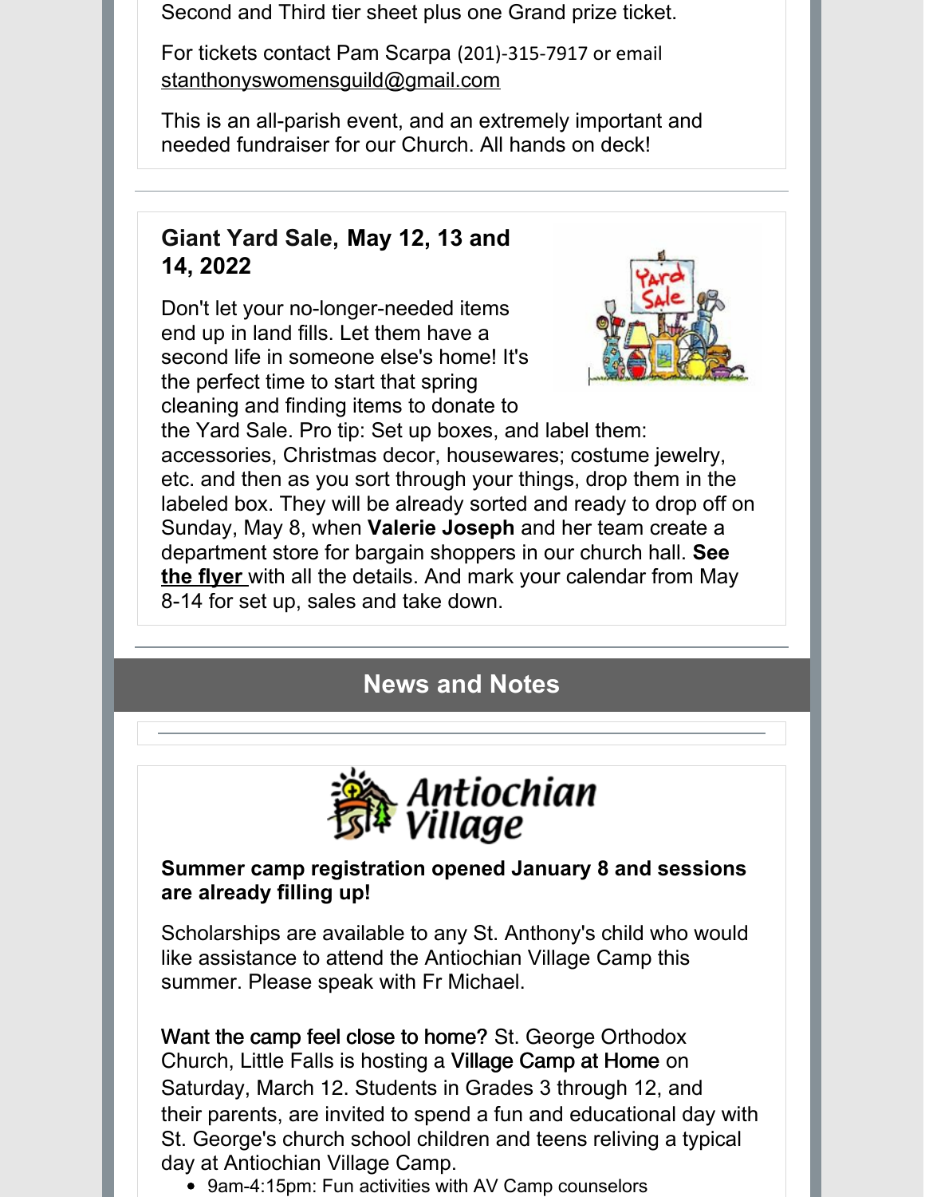Second and Third tier sheet plus one Grand prize ticket.

For tickets contact Pam Scarpa (201)-315-7917 or email stanthonyswomensguild@gmail.com

This is an all-parish event, and an extremely important and needed fundraiser for our Church. All hands on deck!

---

### Giant Yard Sale, May 12, 13 and 14, 2022

Don't let your no-longer-needed items end up in land fills. Let them have a second life in someone else's home! It's the perfect time to start that spring cleaning and finding items to donate to the Yard Sale. Pro tip: Set up boxes, and label them: accessories, Christmas decor, housewares; costume jewelry, etc. and then as you sort through your things, drop them in the labeled box. They will be already sorted and ready to drop off on Sunday, May 8, when **Valerie Joseph** and her team create a department store for bargain shoppers in our church hall. **See the flyer** with all the details. And mark your calendar from May 8-14 for set up, sales and take down.

---

## News and Notes

---

Antiochian Village

**Summer camp registration opened January 8 and sessions are already filling up!**

Scholarships are available to any St. Anthony's child who would like assistance to attend the Antiochian Village Camp this summer. Please speak with Fr Michael.

Want the camp feel close to home? St. George Orthodox Church, Little Falls is hosting a Village Camp at Home on Saturday, March 12. Students in Grades 3 through 12, and their parents, are invited to spend a fun and educational day with St. George's church school children and teens reliving a typical day at Antiochian Village Camp.

- 9am-4:15pm: Fun activities with AV Camp counselors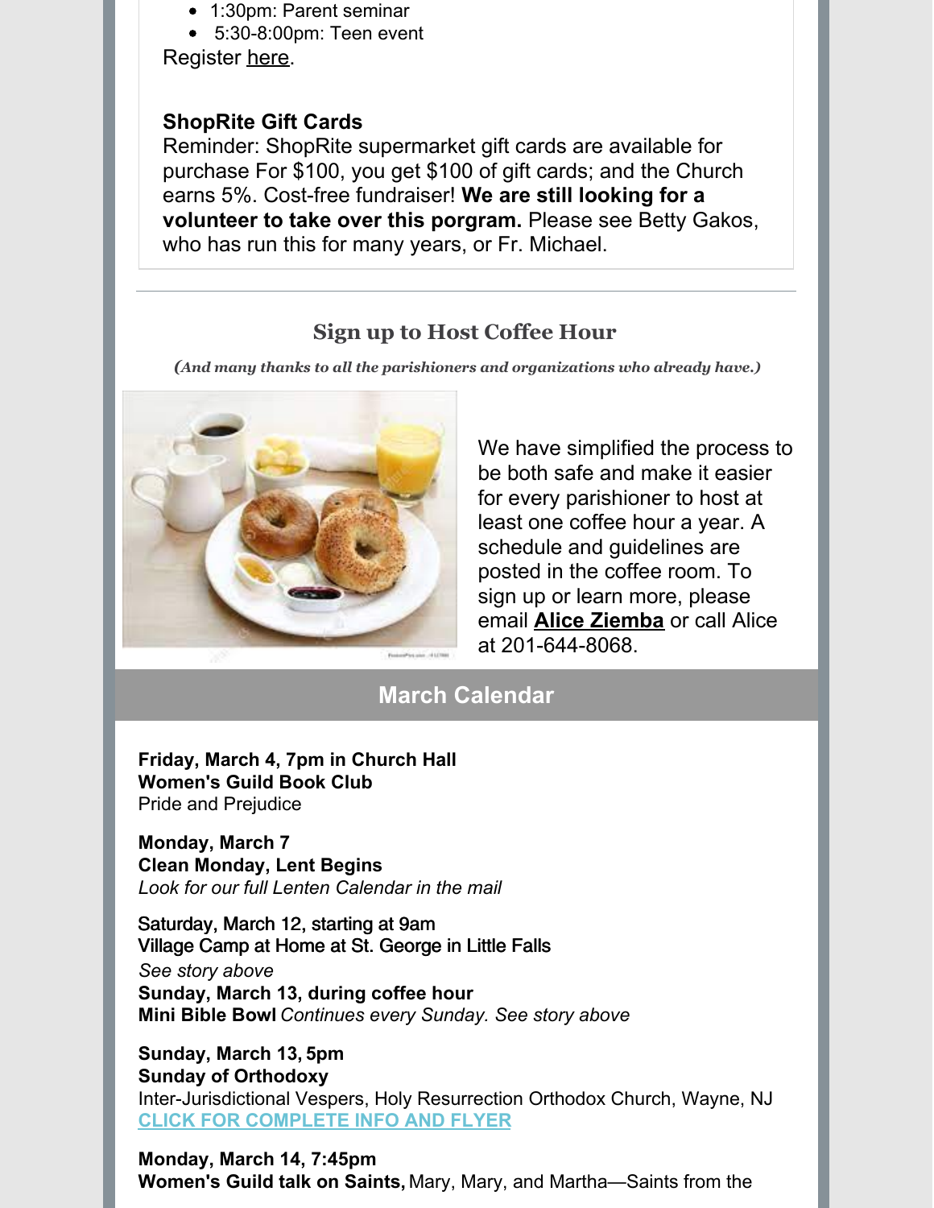- 1:30pm: Parent seminar
- 5:30-8:00pm: Teen event

Register here.

**ShopRite Gift Cards**

Reminder: ShopRite supermarket gift cards are available for purchase For $100, you get $100 of gift cards; and the Church earns 5%. Cost-free fundraiser! **We are still looking for a volunteer to take over this porgram.** Please see Betty Gakos, who has run this for many years, or Fr. Michael.

---

## Sign up to Host Coffee Hour

*(And many thanks to all the parishioners and organizations who already have.)*

We have simplified the process to be both safe and make it easier for every parishioner to host at least one coffee hour a year. A schedule and guidelines are posted in the coffee room. To sign up or learn more, please email **Alice Ziemba** or call Alice at 201-644-8068.

## March Calendar

**Friday, March 4, 7pm in Church Hall**
**Women's Guild Book Club**
Pride and Prejudice

**Monday, March 7**
**Clean Monday, Lent Begins**
*Look for our full Lenten Calendar in the mail*

Saturday, March 12, starting at 9am
Village Camp at Home at St. George in Little Falls
*See story above*
**Sunday, March 13, during coffee hour**
**Mini Bible Bowl** *Continues every Sunday. See story above*

**Sunday, March 13, 5pm**
**Sunday of Orthodoxy**
Inter-Jurisdictional Vespers, Holy Resurrection Orthodox Church, Wayne, NJ
CLICK FOR COMPLETE INFO AND FLYER

**Monday, March 14, 7:45pm**
**Women's Guild talk on Saints,** Mary, Mary, and Martha—Saints from the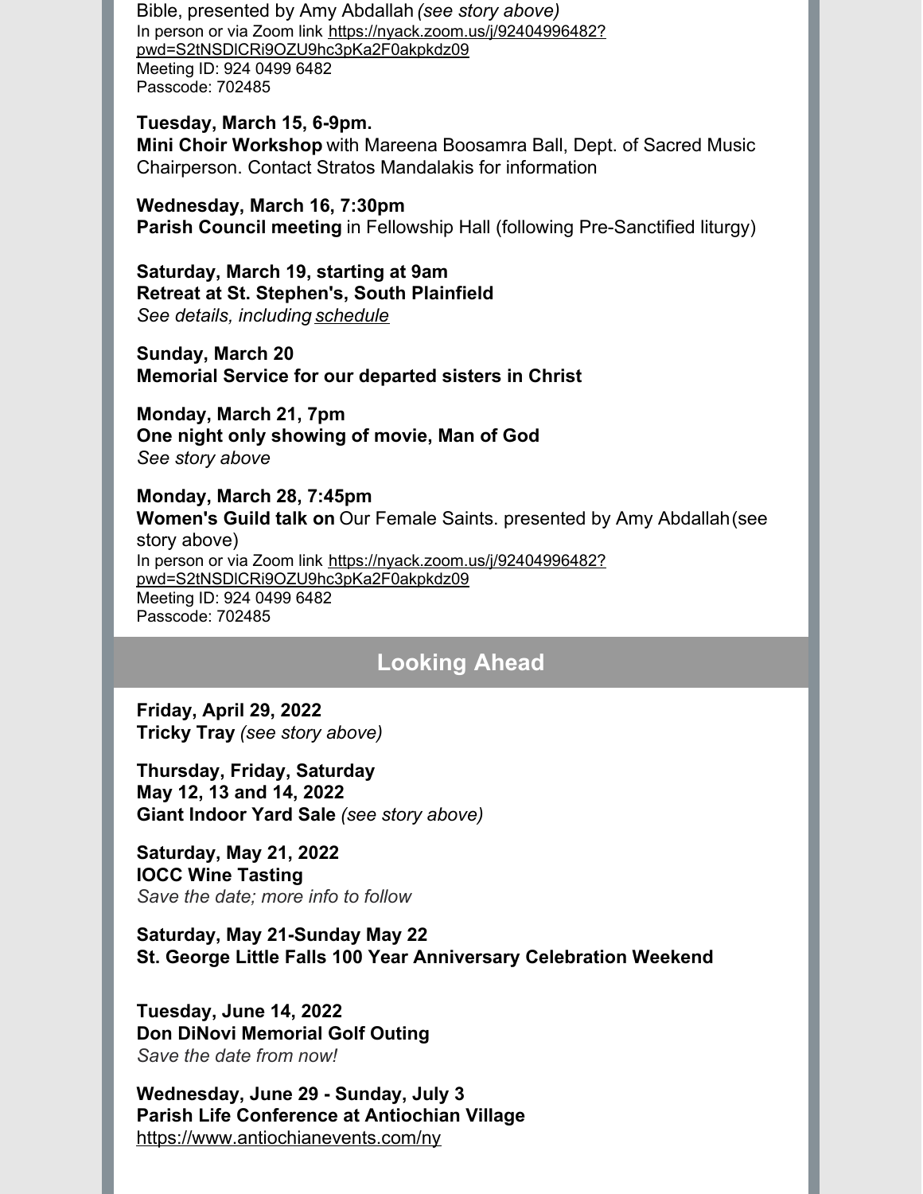Bible, presented by Amy Abdallah *(see story above)*
In person or via Zoom link https://nyack.zoom.us/j/92404996482?pwd=S2tNSDlCRi9OZU9hc3pKa2F0akpkdz09
Meeting ID: 924 0499 6482
Passcode: 702485

**Tuesday, March 15, 6-9pm.**
**Mini Choir Workshop** with Mareena Boosamra Ball, Dept. of Sacred Music Chairperson. Contact Stratos Mandalakis for information

**Wednesday, March 16, 7:30pm**
**Parish Council meeting** in Fellowship Hall (following Pre-Sanctified liturgy)

**Saturday, March 19, starting at 9am**
**Retreat at St. Stephen's, South Plainfield**
*See details, including schedule*

**Sunday, March 20**
**Memorial Service for our departed sisters in Christ**

**Monday, March 21, 7pm**
**One night only showing of movie, Man of God**
*See story above*

**Monday, March 28, 7:45pm**
**Women's Guild talk on** Our Female Saints. presented by Amy Abdallah (see story above)
In person or via Zoom link https://nyack.zoom.us/j/92404996482?pwd=S2tNSDlCRi9OZU9hc3pKa2F0akpkdz09
Meeting ID: 924 0499 6482
Passcode: 702485

## Looking Ahead

**Friday, April 29, 2022**
**Tricky Tray** *(see story above)*

**Thursday, Friday, Saturday**
**May 12, 13 and 14, 2022**
**Giant Indoor Yard Sale** *(see story above)*

**Saturday, May 21, 2022**
**IOCC Wine Tasting**
*Save the date; more info to follow*

**Saturday, May 21-Sunday May 22**
**St. George Little Falls 100 Year Anniversary Celebration Weekend**

**Tuesday, June 14, 2022**
**Don DiNovi Memorial Golf Outing**
*Save the date from now!*

**Wednesday, June 29 - Sunday, July 3**
**Parish Life Conference at Antiochian Village**
https://www.antiochianevents.com/ny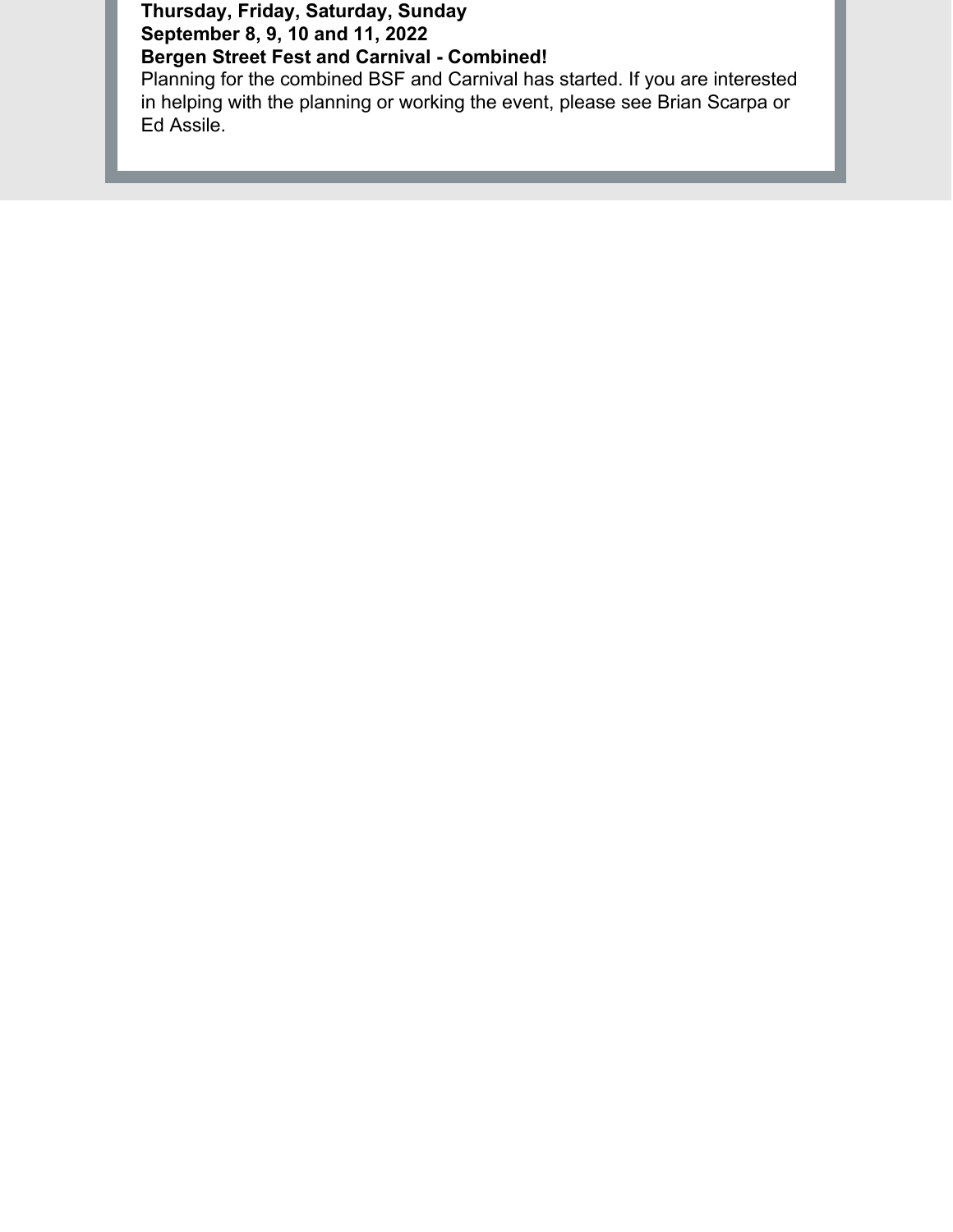**Thursday, Friday, Saturday, Sunday**
**September 8, 9, 10 and 11, 2022**
**Bergen Street Fest and Carnival - Combined!**
Planning for the combined BSF and Carnival has started. If you are interested in helping with the planning or working the event, please see Brian Scarpa or Ed Assile.